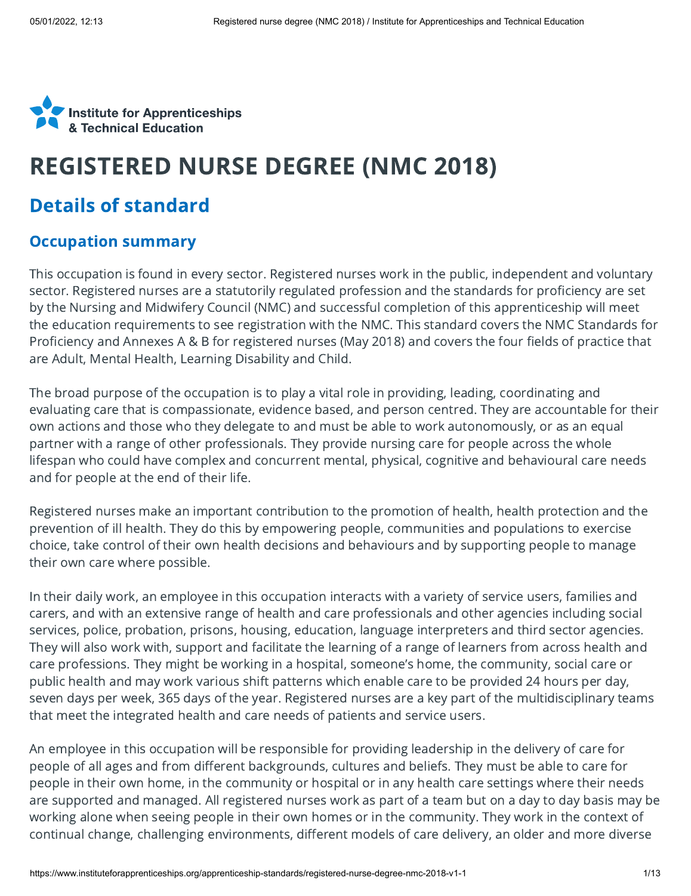Institute for Apprenticeships & Technical Education

# REGISTERED NURSE DEGREE (NMC 2018)

## Details of standard

### Occupation summary

This occupation is found in every sector. Registered nurses work in the public, independent and voluntary sector. Registered nurses are a statutorily regulated profession and the standards for proficiency are set by the Nursing and Midwifery Council (NMC) and successful completion of this apprenticeship will meet the education requirements to see registration with the NMC. This standard covers the NMC Standards for Proficiency and Annexes A & B for registered nurses (May 2018) and covers the four fields of practice that are Adult, Mental Health, Learning Disability and Child.

The broad purpose of the occupation is to play a vital role in providing, leading, coordinating and evaluating care that is compassionate, evidence based, and person centred. They are accountable for their own actions and those who they delegate to and must be able to work autonomously, or as an equal partner with a range of other professionals. They provide nursing care for people across the whole lifespan who could have complex and concurrent mental, physical, cognitive and behavioural care needs and for people at the end of their life.

Registered nurses make an important contribution to the promotion of health, health protection and the prevention of ill health. They do this by empowering people, communities and populations to exercise choice, take control of their own health decisions and behaviours and by supporting people to manage their own care where possible.

In their daily work, an employee in this occupation interacts with a variety of service users, families and carers, and with an extensive range of health and care professionals and other agencies including social services, police, probation, prisons, housing, education, language interpreters and third sector agencies. They will also work with, support and facilitate the learning of a range of learners from across health and care professions. They might be working in a hospital, someone's home, the community, social care or public health and may work various shift patterns which enable care to be provided 24 hours per day, seven days per week, 365 days of the year. Registered nurses are a key part of the multidisciplinary teams that meet the integrated health and care needs of patients and service users.

An employee in this occupation will be responsible for providing leadership in the delivery of care for people of all ages and from different backgrounds, cultures and beliefs. They must be able to care for people in their own home, in the community or hospital or in any health care settings where their needs are supported and managed. All registered nurses work as part of a team but on a day to day basis may be working alone when seeing people in their own homes or in the community. They work in the context of continual change, challenging environments, different models of care delivery, an older and more diverse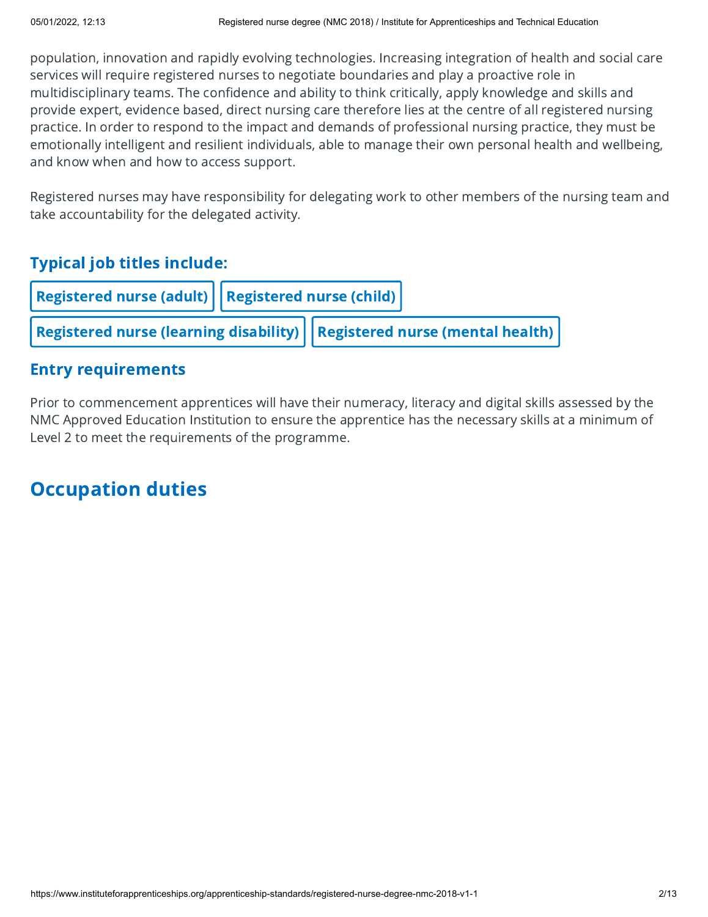population, innovation and rapidly evolving technologies. Increasing integration of health and social care services will require registered nurses to negotiate boundaries and play a proactive role in multidisciplinary teams. The confidence and ability to think critically, apply knowledge and skills and provide expert, evidence based, direct nursing care therefore lies at the centre of all registered nursing practice. In order to respond to the impact and demands of professional nursing practice, they must be emotionally intelligent and resilient individuals, able to manage their own personal health and wellbeing, and know when and how to access support.

Registered nurses may have responsibility for delegating work to other members of the nursing team and take accountability for the delegated activity.

### Typical job titles include:

- Registered nurse (adult)
- Registered nurse (child)
- Registered nurse (learning disability)
- Registered nurse (mental health)

### Entry requirements

Prior to commencement apprentices will have their numeracy, literacy and digital skills assessed by the NMC Approved Education Institution to ensure the apprentice has the necessary skills at a minimum of Level 2 to meet the requirements of the programme.

## Occupation duties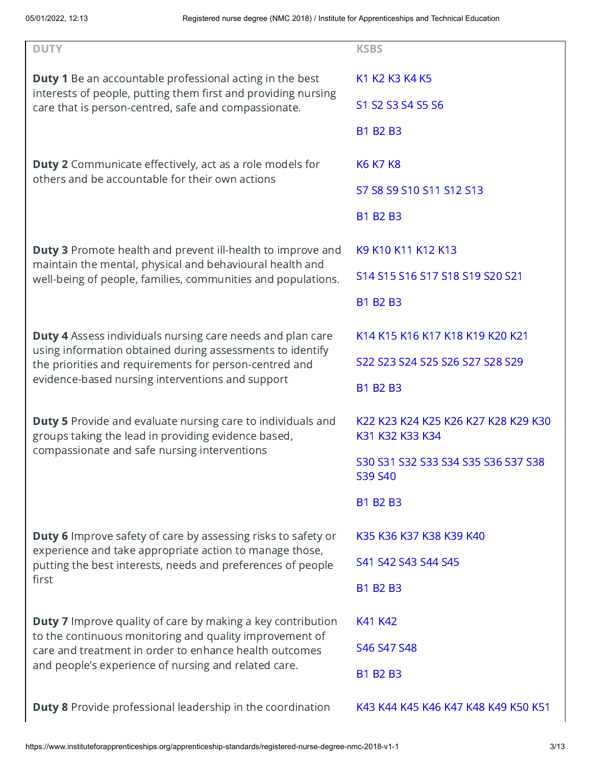| DUTY | KSBS |
|---|---|
| **Duty 1** Be an accountable professional acting in the best interests of people, putting them first and providing nursing care that is person-centred, safe and compassionate. | K1 K2 K3 K4 K5<br><br>S1 S2 S3 S4 S5 S6<br><br>B1 B2 B3 |
| **Duty 2** Communicate effectively, act as a role models for others and be accountable for their own actions | K6 K7 K8<br><br>S7 S8 S9 S10 S11 S12 S13<br><br>B1 B2 B3 |
| **Duty 3** Promote health and prevent ill-health to improve and maintain the mental, physical and behavioural health and well-being of people, families, communities and populations. | K9 K10 K11 K12 K13<br><br>S14 S15 S16 S17 S18 S19 S20 S21<br><br>B1 B2 B3 |
| **Duty 4** Assess individuals nursing care needs and plan care using information obtained during assessments to identify the priorities and requirements for person-centred and evidence-based nursing interventions and support | K14 K15 K16 K17 K18 K19 K20 K21<br><br>S22 S23 S24 S25 S26 S27 S28 S29<br><br>B1 B2 B3 |
| **Duty 5** Provide and evaluate nursing care to individuals and groups taking the lead in providing evidence based, compassionate and safe nursing interventions | K22 K23 K24 K25 K26 K27 K28 K29 K30 K31 K32 K33 K34<br><br>S30 S31 S32 S33 S34 S35 S36 S37 S38 S39 S40<br><br>B1 B2 B3 |
| **Duty 6** Improve safety of care by assessing risks to safety or experience and take appropriate action to manage those, putting the best interests, needs and preferences of people first | K35 K36 K37 K38 K39 K40<br><br>S41 S42 S43 S44 S45<br><br>B1 B2 B3 |
| **Duty 7** Improve quality of care by making a key contribution to the continuous monitoring and quality improvement of care and treatment in order to enhance health outcomes and people's experience of nursing and related care. | K41 K42<br><br>S46 S47 S48<br><br>B1 B2 B3 |
| **Duty 8** Provide professional leadership in the coordination | K43 K44 K45 K46 K47 K48 K49 K50 K51 |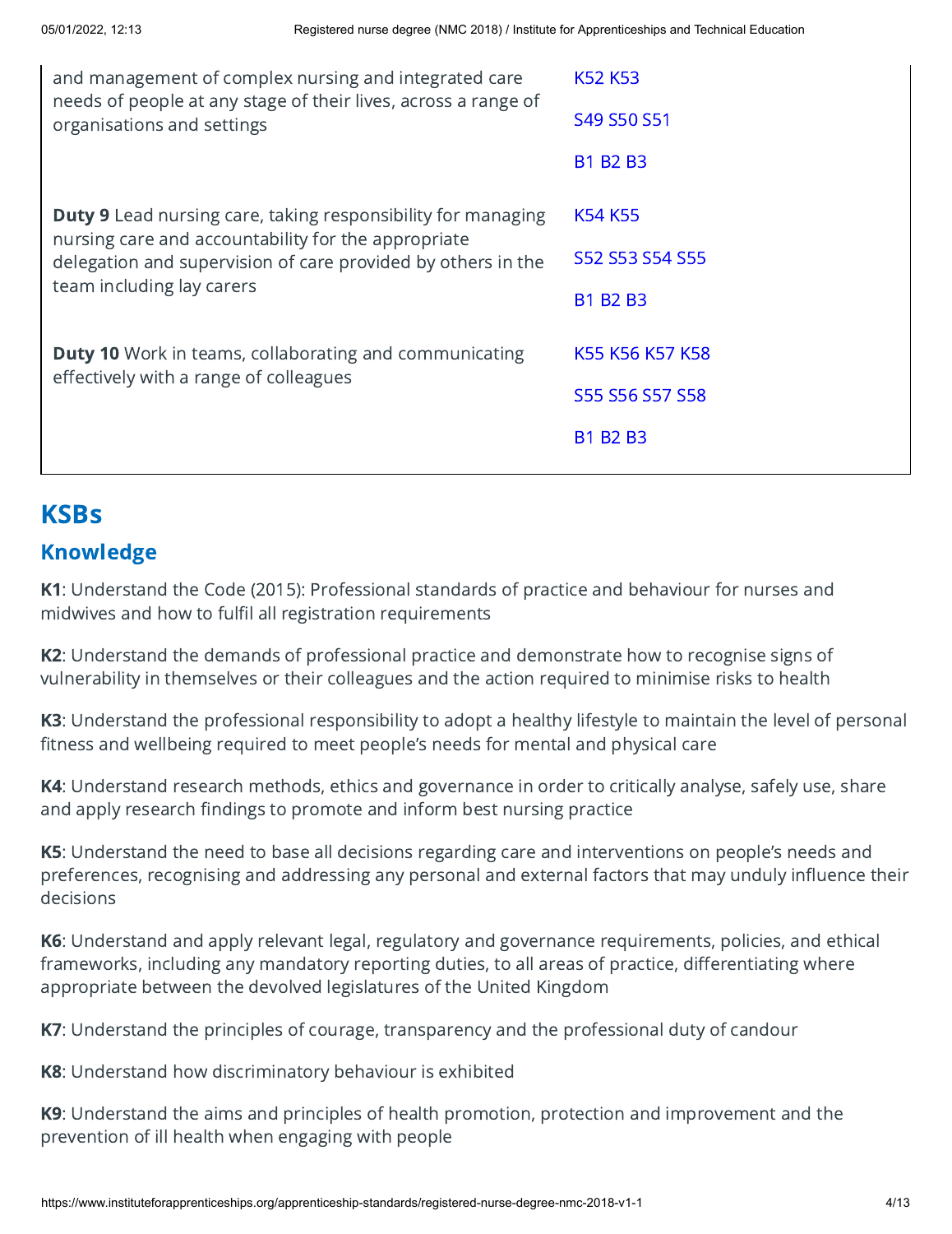| | |
|---|---|
| and management of complex nursing and integrated care needs of people at any stage of their lives, across a range of organisations and settings | K52 K53<br><br>S49 S50 S51<br><br>B1 B2 B3 |
| **Duty 9** Lead nursing care, taking responsibility for managing nursing care and accountability for the appropriate delegation and supervision of care provided by others in the team including lay carers | K54 K55<br><br>S52 S53 S54 S55<br><br>B1 B2 B3 |
| **Duty 10** Work in teams, collaborating and communicating effectively with a range of colleagues | K55 K56 K57 K58<br><br>S55 S56 S57 S58<br><br>B1 B2 B3 |

## KSBs

### Knowledge

**K1**: Understand the Code (2015): Professional standards of practice and behaviour for nurses and midwives and how to fulfil all registration requirements

**K2**: Understand the demands of professional practice and demonstrate how to recognise signs of vulnerability in themselves or their colleagues and the action required to minimise risks to health

**K3**: Understand the professional responsibility to adopt a healthy lifestyle to maintain the level of personal fitness and wellbeing required to meet people's needs for mental and physical care

**K4**: Understand research methods, ethics and governance in order to critically analyse, safely use, share and apply research findings to promote and inform best nursing practice

**K5**: Understand the need to base all decisions regarding care and interventions on people's needs and preferences, recognising and addressing any personal and external factors that may unduly influence their decisions

**K6**: Understand and apply relevant legal, regulatory and governance requirements, policies, and ethical frameworks, including any mandatory reporting duties, to all areas of practice, differentiating where appropriate between the devolved legislatures of the United Kingdom

**K7**: Understand the principles of courage, transparency and the professional duty of candour

**K8**: Understand how discriminatory behaviour is exhibited

**K9**: Understand the aims and principles of health promotion, protection and improvement and the prevention of ill health when engaging with people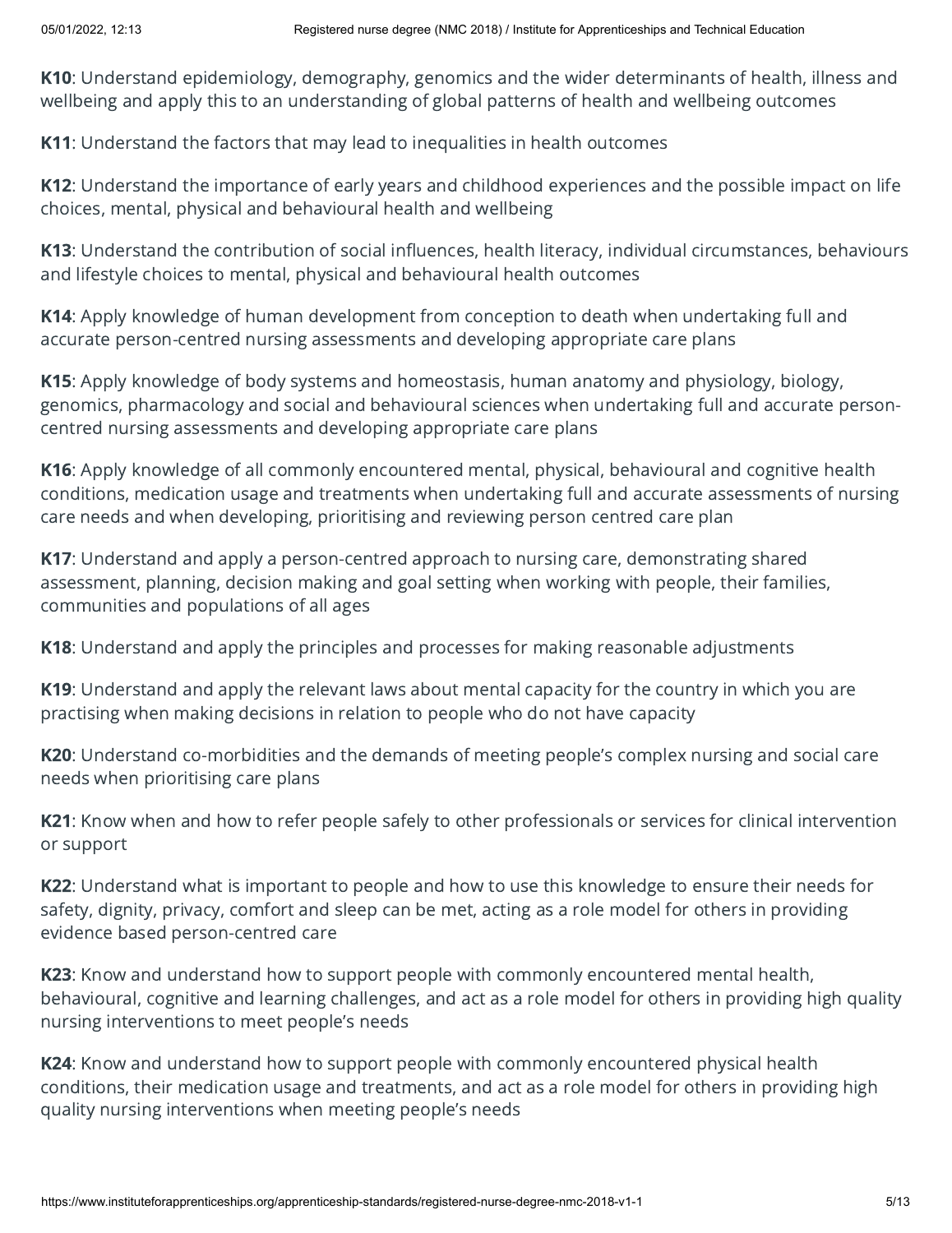**K10**: Understand epidemiology, demography, genomics and the wider determinants of health, illness and wellbeing and apply this to an understanding of global patterns of health and wellbeing outcomes

**K11**: Understand the factors that may lead to inequalities in health outcomes

**K12**: Understand the importance of early years and childhood experiences and the possible impact on life choices, mental, physical and behavioural health and wellbeing

**K13**: Understand the contribution of social influences, health literacy, individual circumstances, behaviours and lifestyle choices to mental, physical and behavioural health outcomes

**K14**: Apply knowledge of human development from conception to death when undertaking full and accurate person-centred nursing assessments and developing appropriate care plans

**K15**: Apply knowledge of body systems and homeostasis, human anatomy and physiology, biology, genomics, pharmacology and social and behavioural sciences when undertaking full and accurate person-centred nursing assessments and developing appropriate care plans

**K16**: Apply knowledge of all commonly encountered mental, physical, behavioural and cognitive health conditions, medication usage and treatments when undertaking full and accurate assessments of nursing care needs and when developing, prioritising and reviewing person centred care plan

**K17**: Understand and apply a person-centred approach to nursing care, demonstrating shared assessment, planning, decision making and goal setting when working with people, their families, communities and populations of all ages

**K18**: Understand and apply the principles and processes for making reasonable adjustments

**K19**: Understand and apply the relevant laws about mental capacity for the country in which you are practising when making decisions in relation to people who do not have capacity

**K20**: Understand co-morbidities and the demands of meeting people's complex nursing and social care needs when prioritising care plans

**K21**: Know when and how to refer people safely to other professionals or services for clinical intervention or support

**K22**: Understand what is important to people and how to use this knowledge to ensure their needs for safety, dignity, privacy, comfort and sleep can be met, acting as a role model for others in providing evidence based person-centred care

**K23**: Know and understand how to support people with commonly encountered mental health, behavioural, cognitive and learning challenges, and act as a role model for others in providing high quality nursing interventions to meet people's needs

**K24**: Know and understand how to support people with commonly encountered physical health conditions, their medication usage and treatments, and act as a role model for others in providing high quality nursing interventions when meeting people's needs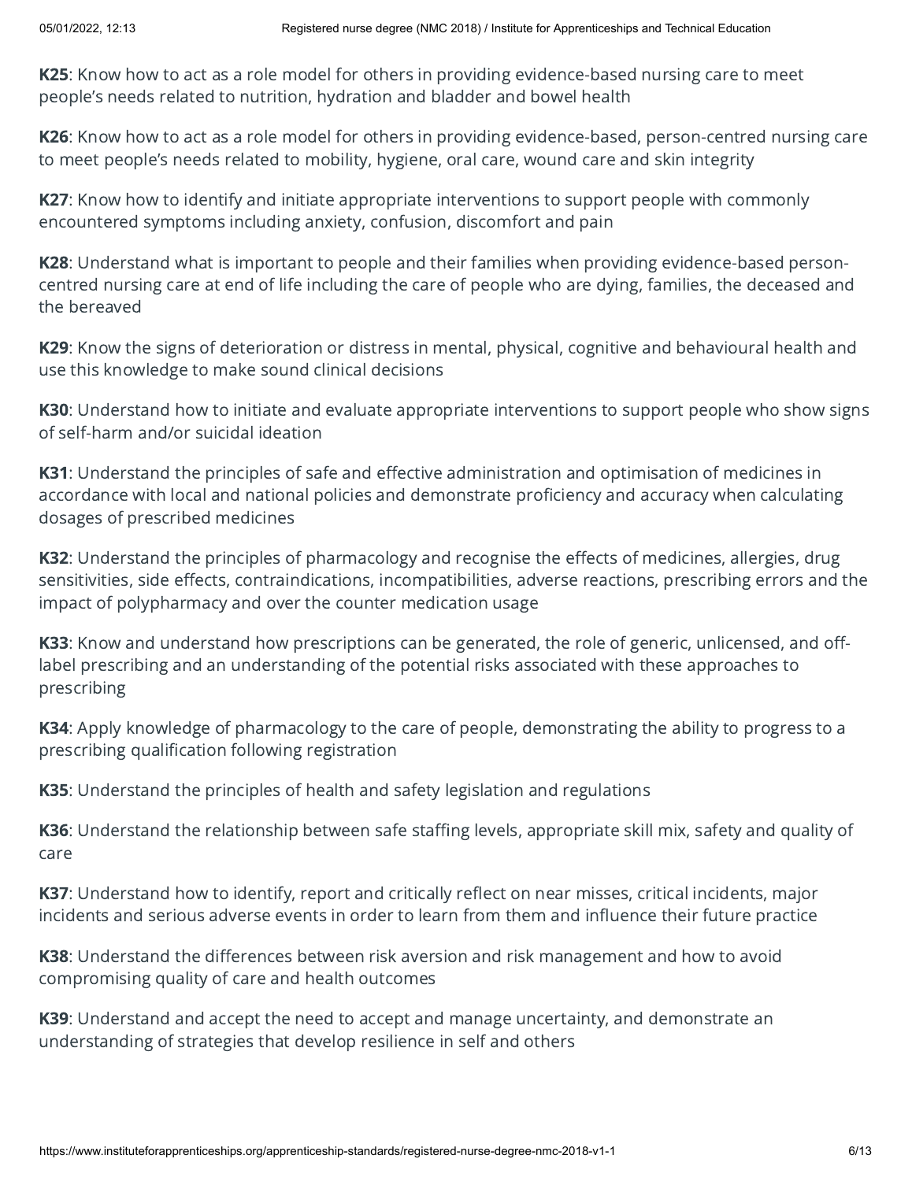**K25**: Know how to act as a role model for others in providing evidence-based nursing care to meet people's needs related to nutrition, hydration and bladder and bowel health

**K26**: Know how to act as a role model for others in providing evidence-based, person-centred nursing care to meet people's needs related to mobility, hygiene, oral care, wound care and skin integrity

**K27**: Know how to identify and initiate appropriate interventions to support people with commonly encountered symptoms including anxiety, confusion, discomfort and pain

**K28**: Understand what is important to people and their families when providing evidence-based person-centred nursing care at end of life including the care of people who are dying, families, the deceased and the bereaved

**K29**: Know the signs of deterioration or distress in mental, physical, cognitive and behavioural health and use this knowledge to make sound clinical decisions

**K30**: Understand how to initiate and evaluate appropriate interventions to support people who show signs of self-harm and/or suicidal ideation

**K31**: Understand the principles of safe and effective administration and optimisation of medicines in accordance with local and national policies and demonstrate proficiency and accuracy when calculating dosages of prescribed medicines

**K32**: Understand the principles of pharmacology and recognise the effects of medicines, allergies, drug sensitivities, side effects, contraindications, incompatibilities, adverse reactions, prescribing errors and the impact of polypharmacy and over the counter medication usage

**K33**: Know and understand how prescriptions can be generated, the role of generic, unlicensed, and off-label prescribing and an understanding of the potential risks associated with these approaches to prescribing

**K34**: Apply knowledge of pharmacology to the care of people, demonstrating the ability to progress to a prescribing qualification following registration

**K35**: Understand the principles of health and safety legislation and regulations

**K36**: Understand the relationship between safe staffing levels, appropriate skill mix, safety and quality of care

**K37**: Understand how to identify, report and critically reflect on near misses, critical incidents, major incidents and serious adverse events in order to learn from them and influence their future practice

**K38**: Understand the differences between risk aversion and risk management and how to avoid compromising quality of care and health outcomes

**K39**: Understand and accept the need to accept and manage uncertainty, and demonstrate an understanding of strategies that develop resilience in self and others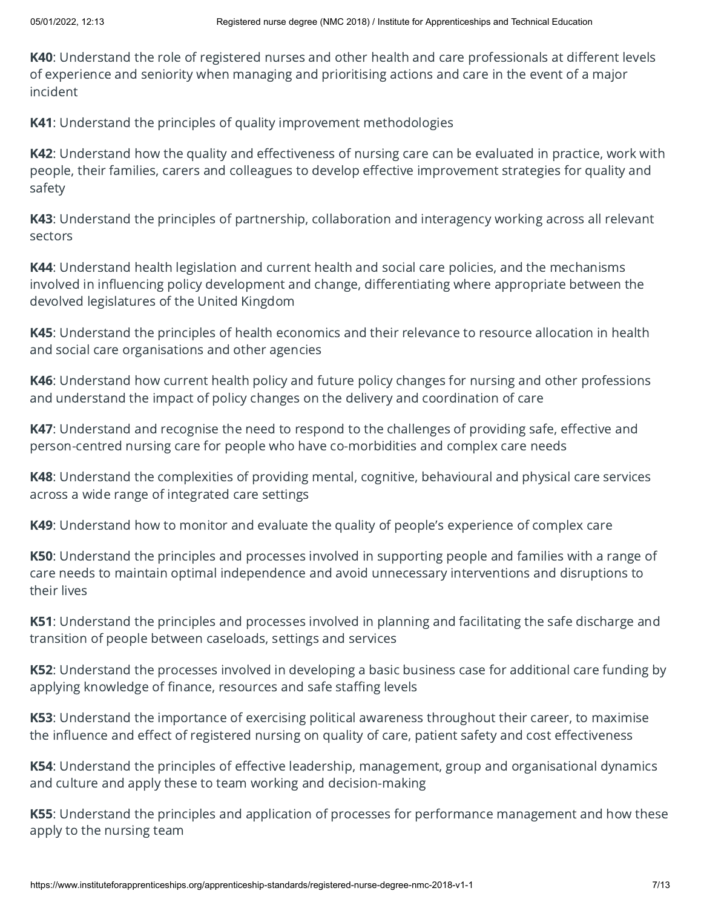**K40**: Understand the role of registered nurses and other health and care professionals at different levels of experience and seniority when managing and prioritising actions and care in the event of a major incident

**K41**: Understand the principles of quality improvement methodologies

**K42**: Understand how the quality and effectiveness of nursing care can be evaluated in practice, work with people, their families, carers and colleagues to develop effective improvement strategies for quality and safety

**K43**: Understand the principles of partnership, collaboration and interagency working across all relevant sectors

**K44**: Understand health legislation and current health and social care policies, and the mechanisms involved in influencing policy development and change, differentiating where appropriate between the devolved legislatures of the United Kingdom

**K45**: Understand the principles of health economics and their relevance to resource allocation in health and social care organisations and other agencies

**K46**: Understand how current health policy and future policy changes for nursing and other professions and understand the impact of policy changes on the delivery and coordination of care

**K47**: Understand and recognise the need to respond to the challenges of providing safe, effective and person-centred nursing care for people who have co-morbidities and complex care needs

**K48**: Understand the complexities of providing mental, cognitive, behavioural and physical care services across a wide range of integrated care settings

**K49**: Understand how to monitor and evaluate the quality of people's experience of complex care

**K50**: Understand the principles and processes involved in supporting people and families with a range of care needs to maintain optimal independence and avoid unnecessary interventions and disruptions to their lives

**K51**: Understand the principles and processes involved in planning and facilitating the safe discharge and transition of people between caseloads, settings and services

**K52**: Understand the processes involved in developing a basic business case for additional care funding by applying knowledge of finance, resources and safe staffing levels

**K53**: Understand the importance of exercising political awareness throughout their career, to maximise the influence and effect of registered nursing on quality of care, patient safety and cost effectiveness

**K54**: Understand the principles of effective leadership, management, group and organisational dynamics and culture and apply these to team working and decision-making

**K55**: Understand the principles and application of processes for performance management and how these apply to the nursing team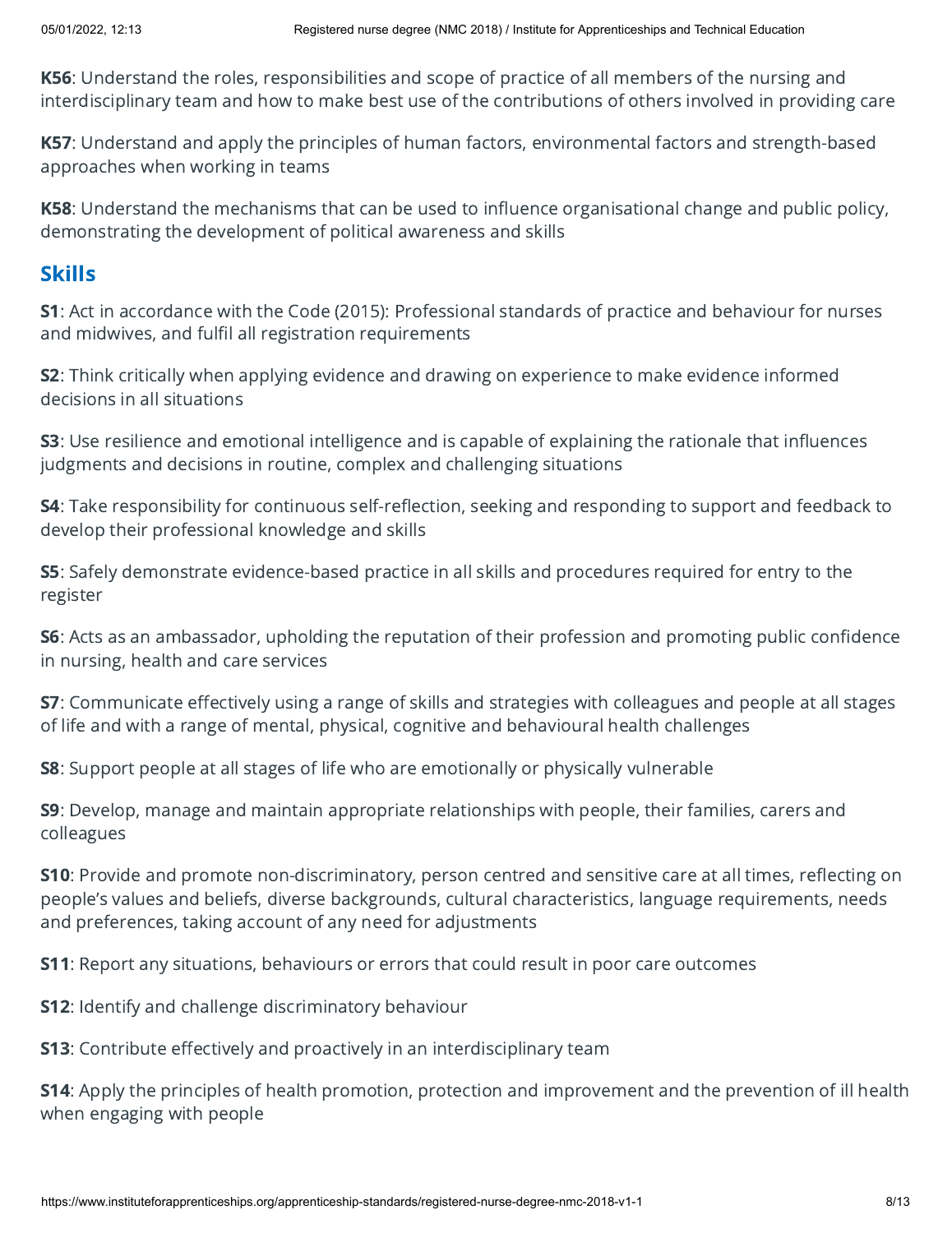**K56**: Understand the roles, responsibilities and scope of practice of all members of the nursing and interdisciplinary team and how to make best use of the contributions of others involved in providing care

**K57**: Understand and apply the principles of human factors, environmental factors and strength-based approaches when working in teams

**K58**: Understand the mechanisms that can be used to influence organisational change and public policy, demonstrating the development of political awareness and skills

## Skills

**S1**: Act in accordance with the Code (2015): Professional standards of practice and behaviour for nurses and midwives, and fulfil all registration requirements

**S2**: Think critically when applying evidence and drawing on experience to make evidence informed decisions in all situations

**S3**: Use resilience and emotional intelligence and is capable of explaining the rationale that influences judgments and decisions in routine, complex and challenging situations

**S4**: Take responsibility for continuous self-reflection, seeking and responding to support and feedback to develop their professional knowledge and skills

**S5**: Safely demonstrate evidence-based practice in all skills and procedures required for entry to the register

**S6**: Acts as an ambassador, upholding the reputation of their profession and promoting public confidence in nursing, health and care services

**S7**: Communicate effectively using a range of skills and strategies with colleagues and people at all stages of life and with a range of mental, physical, cognitive and behavioural health challenges

**S8**: Support people at all stages of life who are emotionally or physically vulnerable

**S9**: Develop, manage and maintain appropriate relationships with people, their families, carers and colleagues

**S10**: Provide and promote non-discriminatory, person centred and sensitive care at all times, reflecting on people's values and beliefs, diverse backgrounds, cultural characteristics, language requirements, needs and preferences, taking account of any need for adjustments

**S11**: Report any situations, behaviours or errors that could result in poor care outcomes

**S12**: Identify and challenge discriminatory behaviour

**S13**: Contribute effectively and proactively in an interdisciplinary team

**S14**: Apply the principles of health promotion, protection and improvement and the prevention of ill health when engaging with people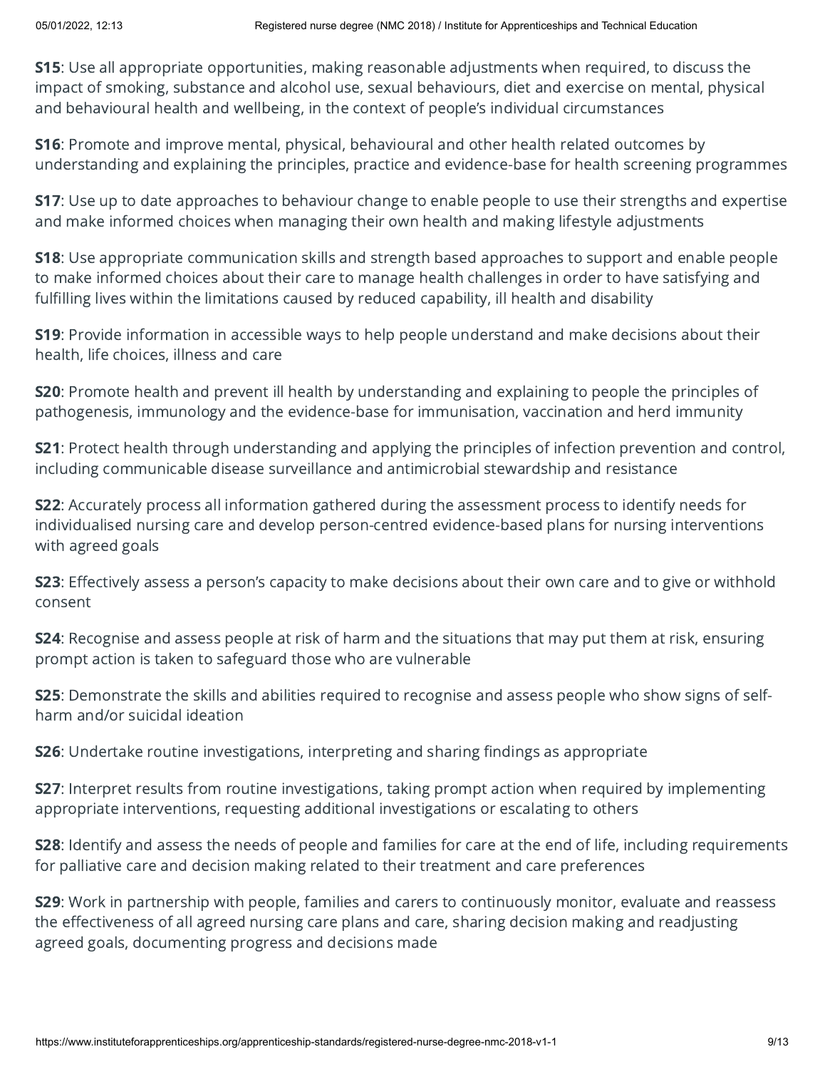**S15**: Use all appropriate opportunities, making reasonable adjustments when required, to discuss the impact of smoking, substance and alcohol use, sexual behaviours, diet and exercise on mental, physical and behavioural health and wellbeing, in the context of people's individual circumstances

**S16**: Promote and improve mental, physical, behavioural and other health related outcomes by understanding and explaining the principles, practice and evidence-base for health screening programmes

**S17**: Use up to date approaches to behaviour change to enable people to use their strengths and expertise and make informed choices when managing their own health and making lifestyle adjustments

**S18**: Use appropriate communication skills and strength based approaches to support and enable people to make informed choices about their care to manage health challenges in order to have satisfying and fulfilling lives within the limitations caused by reduced capability, ill health and disability

**S19**: Provide information in accessible ways to help people understand and make decisions about their health, life choices, illness and care

**S20**: Promote health and prevent ill health by understanding and explaining to people the principles of pathogenesis, immunology and the evidence-base for immunisation, vaccination and herd immunity

**S21**: Protect health through understanding and applying the principles of infection prevention and control, including communicable disease surveillance and antimicrobial stewardship and resistance

**S22**: Accurately process all information gathered during the assessment process to identify needs for individualised nursing care and develop person-centred evidence-based plans for nursing interventions with agreed goals

**S23**: Effectively assess a person's capacity to make decisions about their own care and to give or withhold consent

**S24**: Recognise and assess people at risk of harm and the situations that may put them at risk, ensuring prompt action is taken to safeguard those who are vulnerable

**S25**: Demonstrate the skills and abilities required to recognise and assess people who show signs of self-harm and/or suicidal ideation

**S26**: Undertake routine investigations, interpreting and sharing findings as appropriate

**S27**: Interpret results from routine investigations, taking prompt action when required by implementing appropriate interventions, requesting additional investigations or escalating to others

**S28**: Identify and assess the needs of people and families for care at the end of life, including requirements for palliative care and decision making related to their treatment and care preferences

**S29**: Work in partnership with people, families and carers to continuously monitor, evaluate and reassess the effectiveness of all agreed nursing care plans and care, sharing decision making and readjusting agreed goals, documenting progress and decisions made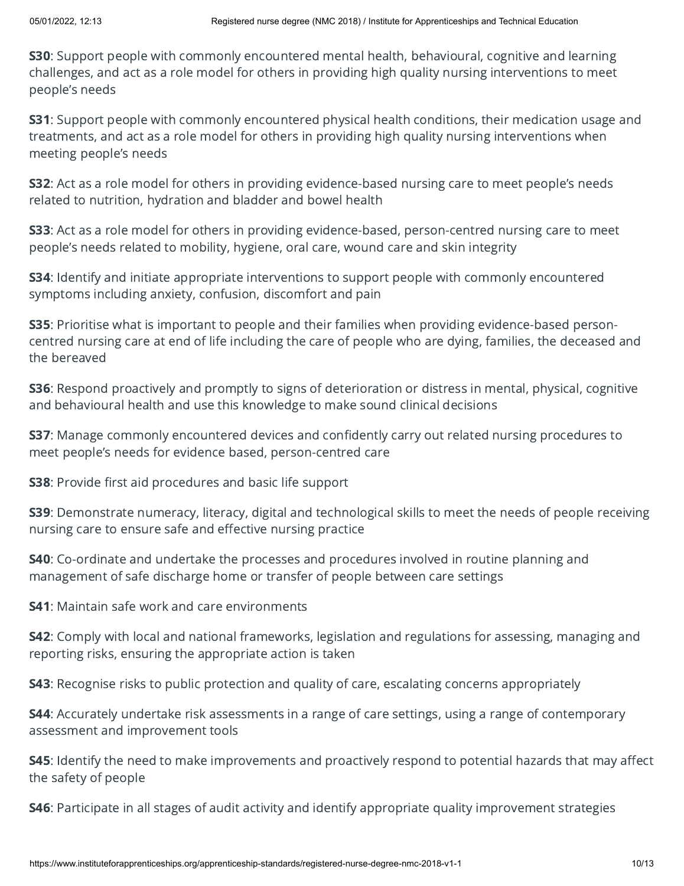**S30**: Support people with commonly encountered mental health, behavioural, cognitive and learning challenges, and act as a role model for others in providing high quality nursing interventions to meet people's needs

**S31**: Support people with commonly encountered physical health conditions, their medication usage and treatments, and act as a role model for others in providing high quality nursing interventions when meeting people's needs

**S32**: Act as a role model for others in providing evidence-based nursing care to meet people's needs related to nutrition, hydration and bladder and bowel health

**S33**: Act as a role model for others in providing evidence-based, person-centred nursing care to meet people's needs related to mobility, hygiene, oral care, wound care and skin integrity

**S34**: Identify and initiate appropriate interventions to support people with commonly encountered symptoms including anxiety, confusion, discomfort and pain

**S35**: Prioritise what is important to people and their families when providing evidence-based person-centred nursing care at end of life including the care of people who are dying, families, the deceased and the bereaved

**S36**: Respond proactively and promptly to signs of deterioration or distress in mental, physical, cognitive and behavioural health and use this knowledge to make sound clinical decisions

**S37**: Manage commonly encountered devices and confidently carry out related nursing procedures to meet people's needs for evidence based, person-centred care

**S38**: Provide first aid procedures and basic life support

**S39**: Demonstrate numeracy, literacy, digital and technological skills to meet the needs of people receiving nursing care to ensure safe and effective nursing practice

**S40**: Co-ordinate and undertake the processes and procedures involved in routine planning and management of safe discharge home or transfer of people between care settings

**S41**: Maintain safe work and care environments

**S42**: Comply with local and national frameworks, legislation and regulations for assessing, managing and reporting risks, ensuring the appropriate action is taken

**S43**: Recognise risks to public protection and quality of care, escalating concerns appropriately

**S44**: Accurately undertake risk assessments in a range of care settings, using a range of contemporary assessment and improvement tools

**S45**: Identify the need to make improvements and proactively respond to potential hazards that may affect the safety of people

**S46**: Participate in all stages of audit activity and identify appropriate quality improvement strategies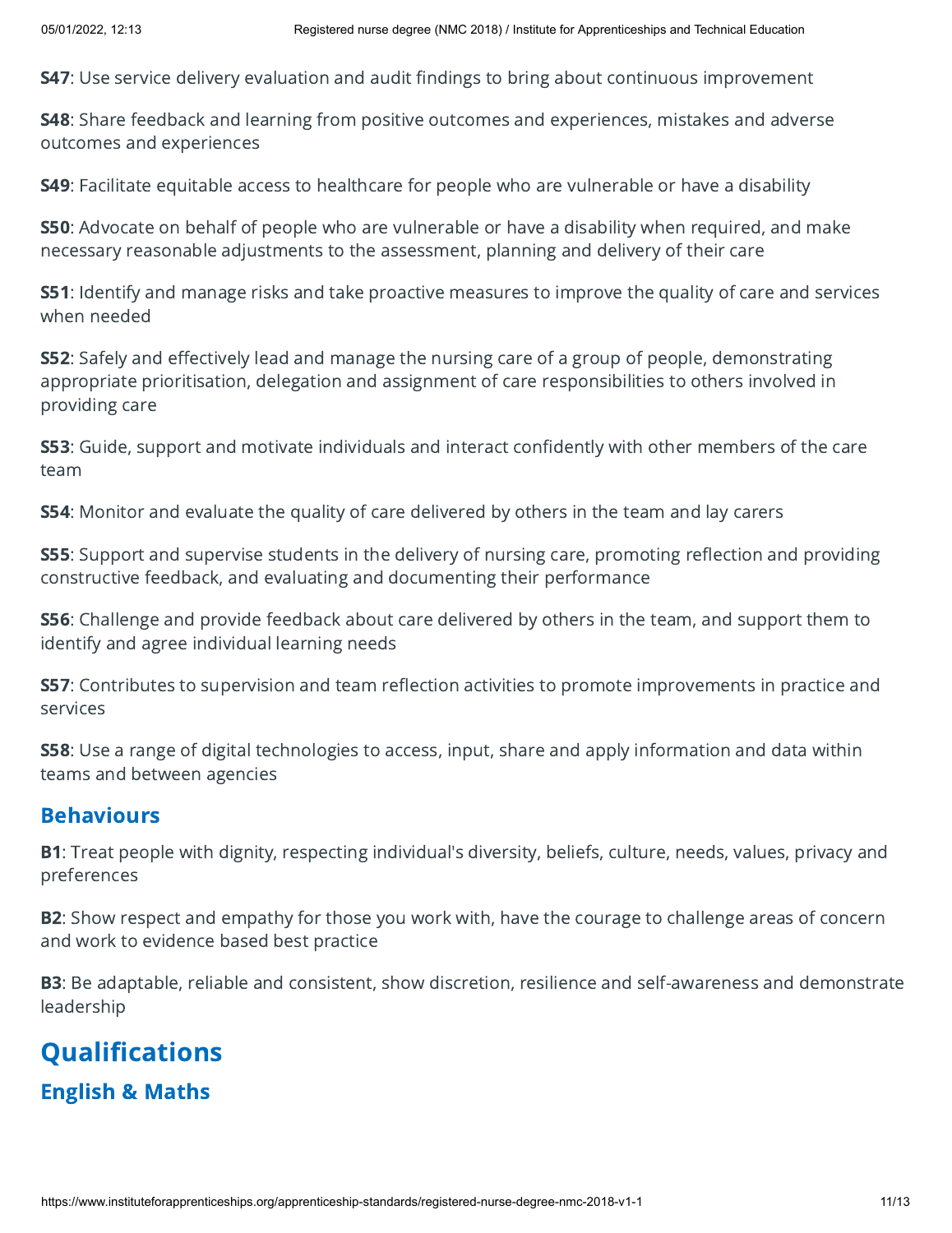**S47**: Use service delivery evaluation and audit findings to bring about continuous improvement

**S48**: Share feedback and learning from positive outcomes and experiences, mistakes and adverse outcomes and experiences

**S49**: Facilitate equitable access to healthcare for people who are vulnerable or have a disability

**S50**: Advocate on behalf of people who are vulnerable or have a disability when required, and make necessary reasonable adjustments to the assessment, planning and delivery of their care

**S51**: Identify and manage risks and take proactive measures to improve the quality of care and services when needed

**S52**: Safely and effectively lead and manage the nursing care of a group of people, demonstrating appropriate prioritisation, delegation and assignment of care responsibilities to others involved in providing care

**S53**: Guide, support and motivate individuals and interact confidently with other members of the care team

**S54**: Monitor and evaluate the quality of care delivered by others in the team and lay carers

**S55**: Support and supervise students in the delivery of nursing care, promoting reflection and providing constructive feedback, and evaluating and documenting their performance

**S56**: Challenge and provide feedback about care delivered by others in the team, and support them to identify and agree individual learning needs

**S57**: Contributes to supervision and team reflection activities to promote improvements in practice and services

**S58**: Use a range of digital technologies to access, input, share and apply information and data within teams and between agencies

### Behaviours

**B1**: Treat people with dignity, respecting individual's diversity, beliefs, culture, needs, values, privacy and preferences

**B2**: Show respect and empathy for those you work with, have the courage to challenge areas of concern and work to evidence based best practice

**B3**: Be adaptable, reliable and consistent, show discretion, resilience and self-awareness and demonstrate leadership

## Qualifications

### English & Maths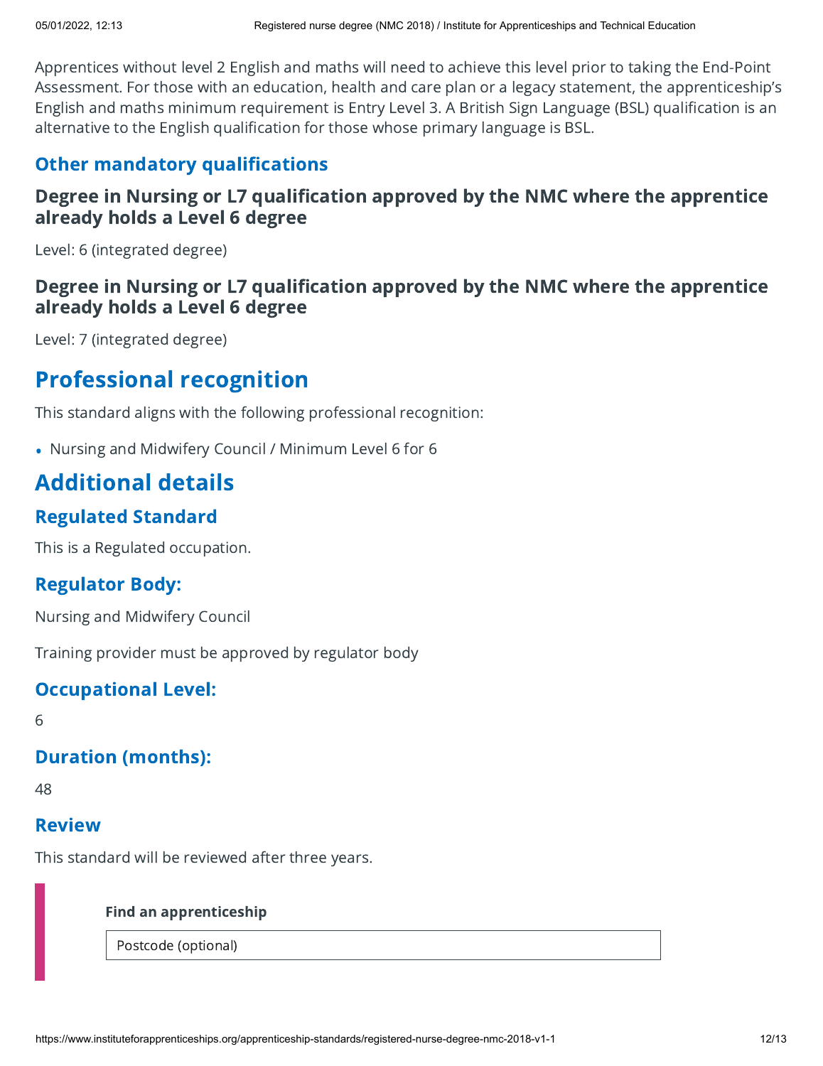Apprentices without level 2 English and maths will need to achieve this level prior to taking the End-Point Assessment. For those with an education, health and care plan or a legacy statement, the apprenticeship's English and maths minimum requirement is Entry Level 3. A British Sign Language (BSL) qualification is an alternative to the English qualification for those whose primary language is BSL.

### Other mandatory qualifications

#### Degree in Nursing or L7 qualification approved by the NMC where the apprentice already holds a Level 6 degree

Level: 6 (integrated degree)

#### Degree in Nursing or L7 qualification approved by the NMC where the apprentice already holds a Level 6 degree

Level: 7 (integrated degree)

## Professional recognition

This standard aligns with the following professional recognition:

- Nursing and Midwifery Council / Minimum Level 6 for 6

## Additional details

### Regulated Standard

This is a Regulated occupation.

### Regulator Body:

Nursing and Midwifery Council

Training provider must be approved by regulator body

### Occupational Level:

6

### Duration (months):

48

### Review

This standard will be reviewed after three years.

**Find an apprenticeship**

Postcode (optional)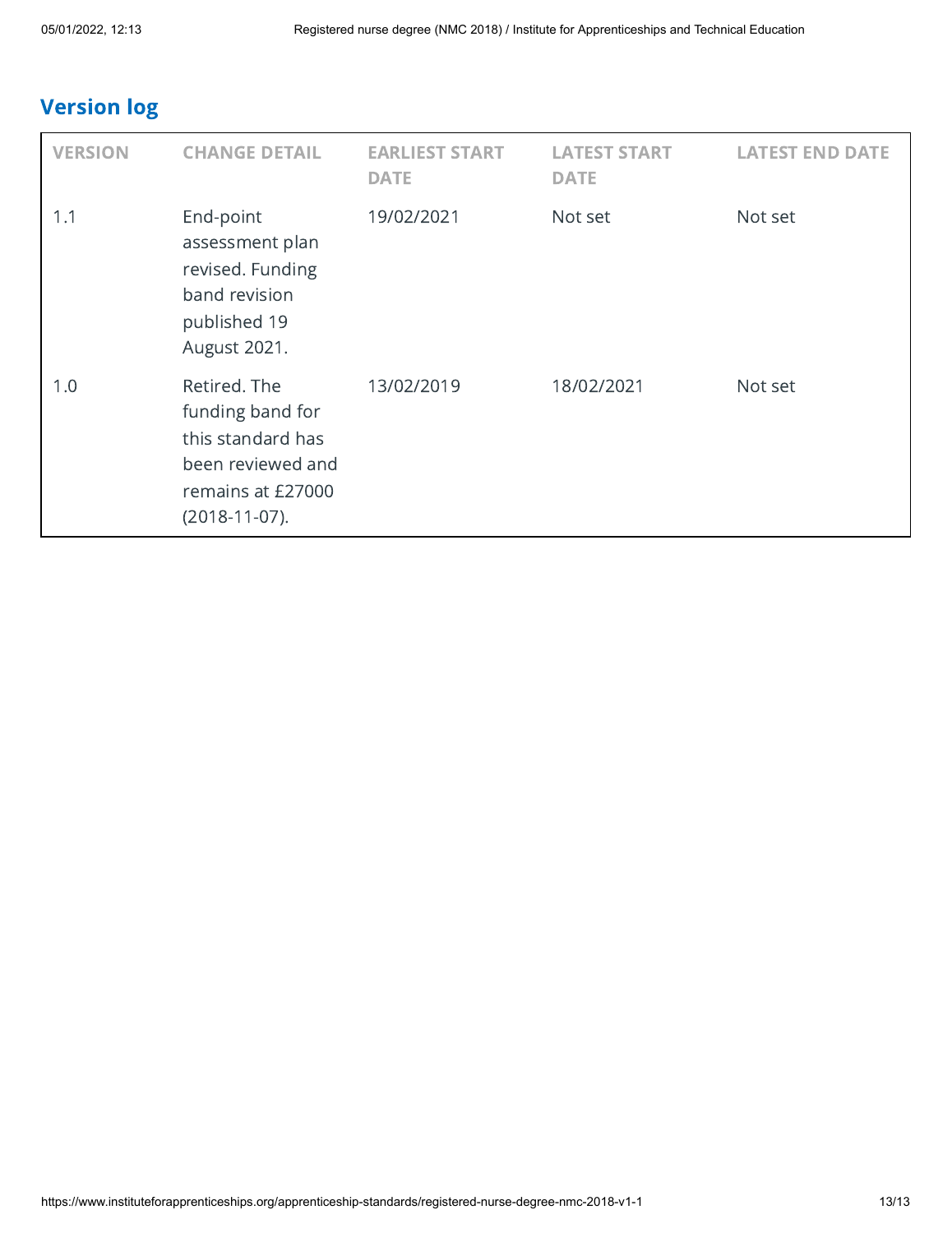## Version log

| VERSION | CHANGE DETAIL | EARLIEST START DATE | LATEST START DATE | LATEST END DATE |
|---|---|---|---|---|
| 1.1 | End-point assessment plan revised. Funding band revision published 19 August 2021. | 19/02/2021 | Not set | Not set |
| 1.0 | Retired. The funding band for this standard has been reviewed and remains at £27000 (2018-11-07). | 13/02/2019 | 18/02/2021 | Not set |